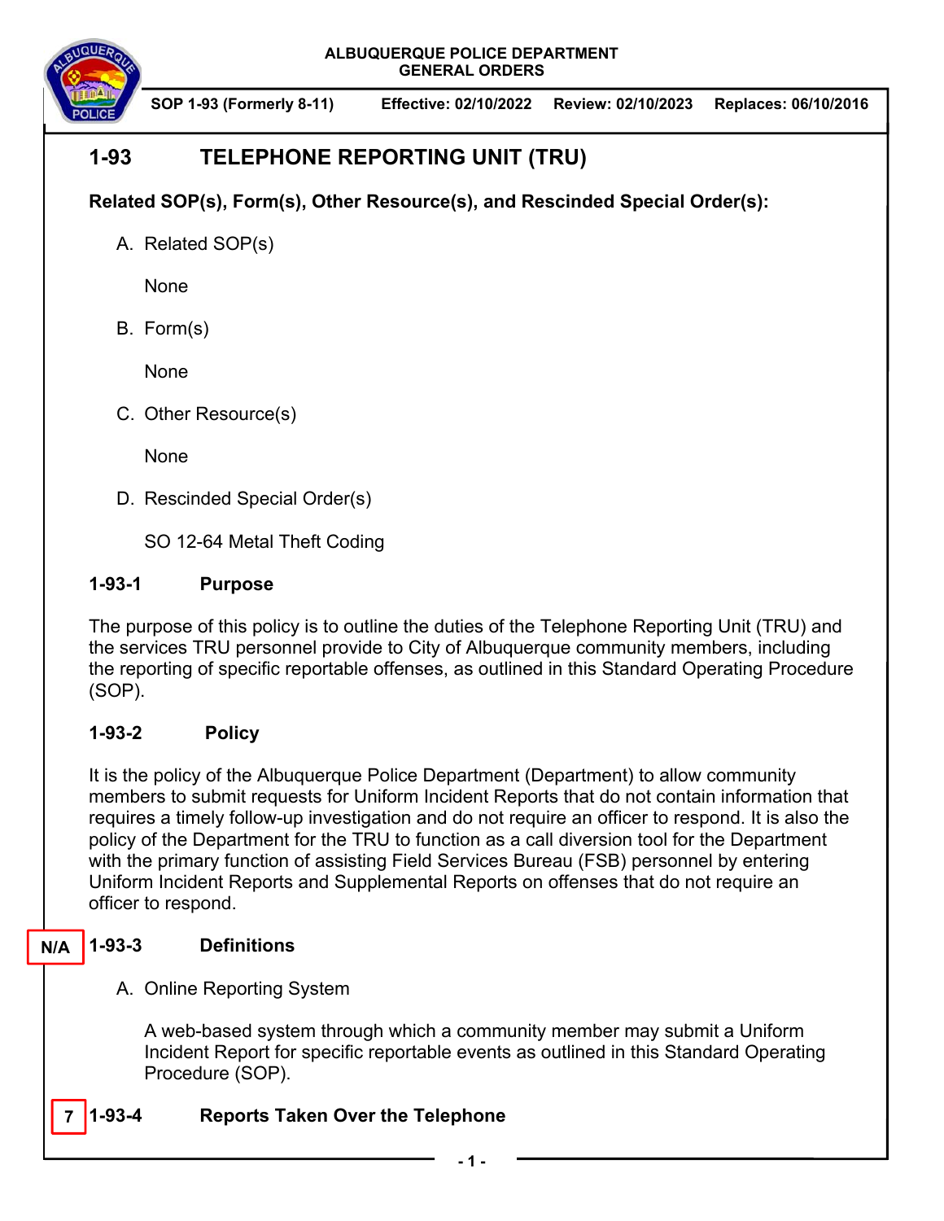ALBUQUERQUE POLICE DEPARTMENT
GENERAL ORDERS

SOP 1-93 (Formerly 8-11) | Effective: 02/10/2022 | Review: 02/10/2023 | Replaces: 06/10/2016

# 1-93 TELEPHONE REPORTING UNIT (TRU)

**Related SOP(s), Form(s), Other Resource(s), and Rescinded Special Order(s):**

A. Related SOP(s)

None

B. Form(s)

None

C. Other Resource(s)

None

D. Rescinded Special Order(s)

SO 12-64 Metal Theft Coding

## 1-93-1 Purpose

The purpose of this policy is to outline the duties of the Telephone Reporting Unit (TRU) and the services TRU personnel provide to City of Albuquerque community members, including the reporting of specific reportable offenses, as outlined in this Standard Operating Procedure (SOP).

## 1-93-2 Policy

It is the policy of the Albuquerque Police Department (Department) to allow community members to submit requests for Uniform Incident Reports that do not contain information that requires a timely follow-up investigation and do not require an officer to respond. It is also the policy of the Department for the TRU to function as a call diversion tool for the Department with the primary function of assisting Field Services Bureau (FSB) personnel by entering Uniform Incident Reports and Supplemental Reports on offenses that do not require an officer to respond.

## N/A 1-93-3 Definitions

A. Online Reporting System

A web-based system through which a community member may submit a Uniform Incident Report for specific reportable events as outlined in this Standard Operating Procedure (SOP).

## 7 1-93-4 Reports Taken Over the Telephone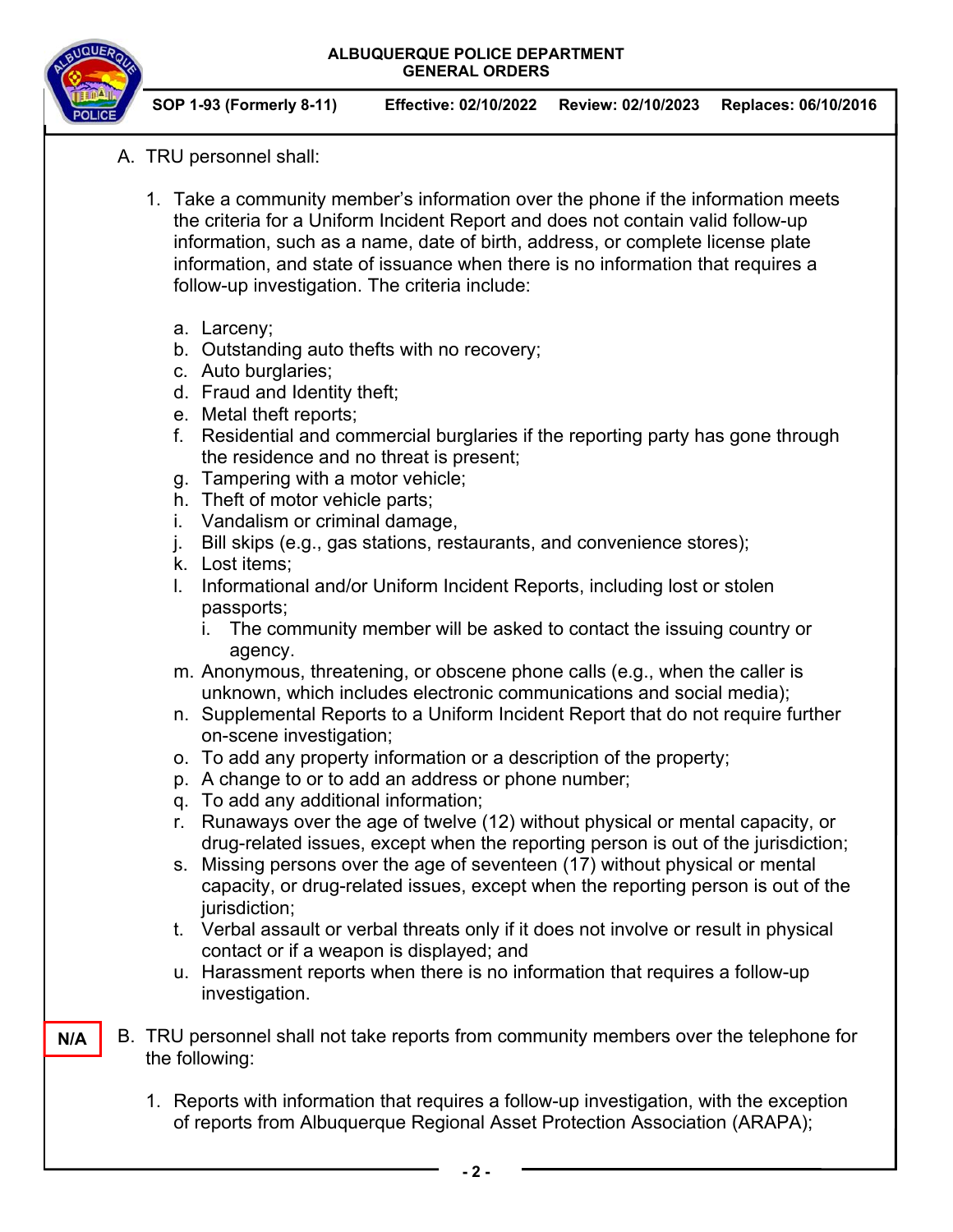A. TRU personnel shall:

1. Take a community member's information over the phone if the information meets the criteria for a Uniform Incident Report and does not contain valid follow-up information, such as a name, date of birth, address, or complete license plate information, and state of issuance when there is no information that requires a follow-up investigation. The criteria include:

   a. Larceny;
   b. Outstanding auto thefts with no recovery;
   c. Auto burglaries;
   d. Fraud and Identity theft;
   e. Metal theft reports;
   f. Residential and commercial burglaries if the reporting party has gone through the residence and no threat is present;
   g. Tampering with a motor vehicle;
   h. Theft of motor vehicle parts;
   i. Vandalism or criminal damage,
   j. Bill skips (e.g., gas stations, restaurants, and convenience stores);
   k. Lost items;
   l. Informational and/or Uniform Incident Reports, including lost or stolen passports;
      i. The community member will be asked to contact the issuing country or agency.
   m. Anonymous, threatening, or obscene phone calls (e.g., when the caller is unknown, which includes electronic communications and social media);
   n. Supplemental Reports to a Uniform Incident Report that do not require further on-scene investigation;
   o. To add any property information or a description of the property;
   p. A change to or to add an address or phone number;
   q. To add any additional information;
   r. Runaways over the age of twelve (12) without physical or mental capacity, or drug-related issues, except when the reporting person is out of the jurisdiction;
   s. Missing persons over the age of seventeen (17) without physical or mental capacity, or drug-related issues, except when the reporting person is out of the jurisdiction;
   t. Verbal assault or verbal threats only if it does not involve or result in physical contact or if a weapon is displayed; and
   u. Harassment reports when there is no information that requires a follow-up investigation.

N/A

B. TRU personnel shall not take reports from community members over the telephone for the following:

1. Reports with information that requires a follow-up investigation, with the exception of reports from Albuquerque Regional Asset Protection Association (ARAPA);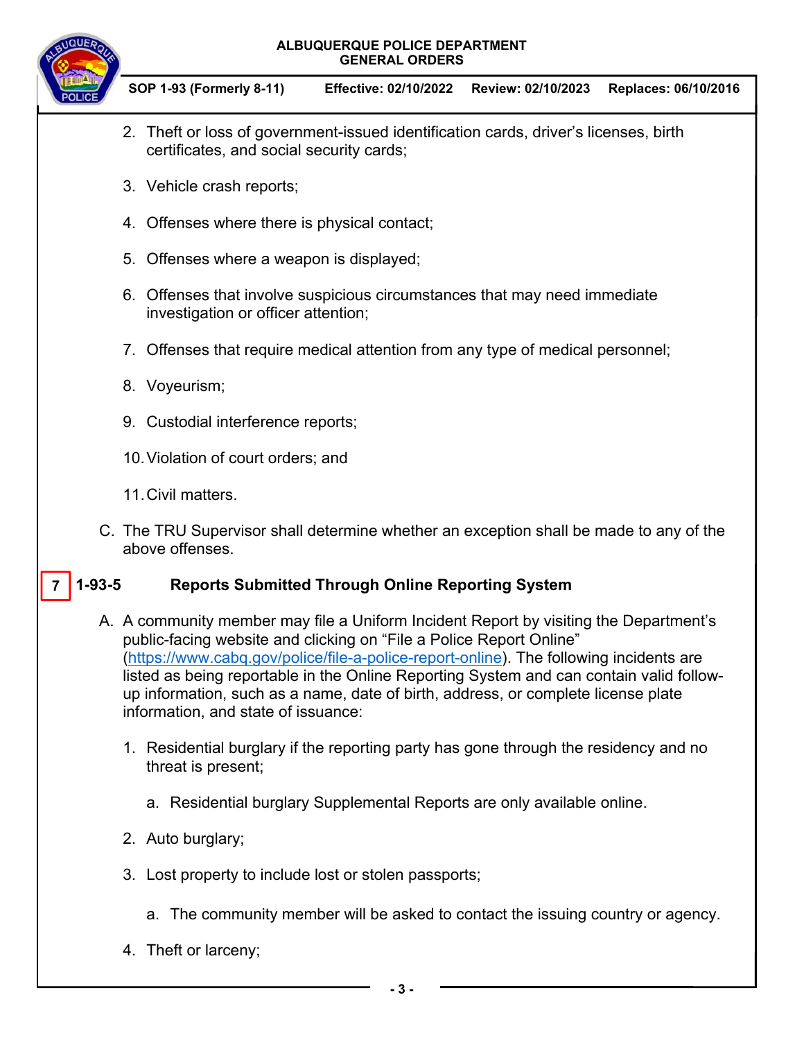2. Theft or loss of government-issued identification cards, driver's licenses, birth certificates, and social security cards;

3. Vehicle crash reports;

4. Offenses where there is physical contact;

5. Offenses where a weapon is displayed;

6. Offenses that involve suspicious circumstances that may need immediate investigation or officer attention;

7. Offenses that require medical attention from any type of medical personnel;

8. Voyeurism;

9. Custodial interference reports;

10. Violation of court orders; and

11. Civil matters.

C. The TRU Supervisor shall determine whether an exception shall be made to any of the above offenses.

## 7 1-93-5 Reports Submitted Through Online Reporting System

A. A community member may file a Uniform Incident Report by visiting the Department's public-facing website and clicking on "File a Police Report Online" (https://www.cabq.gov/police/file-a-police-report-online). The following incidents are listed as being reportable in the Online Reporting System and can contain valid follow-up information, such as a name, date of birth, address, or complete license plate information, and state of issuance:

1. Residential burglary if the reporting party has gone through the residency and no threat is present;

    a. Residential burglary Supplemental Reports are only available online.

2. Auto burglary;

3. Lost property to include lost or stolen passports;

    a. The community member will be asked to contact the issuing country or agency.

4. Theft or larceny;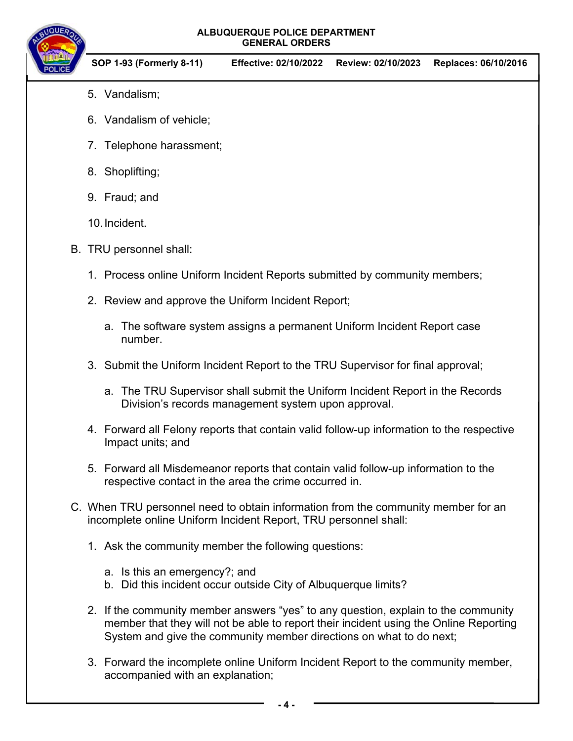5. Vandalism;

6. Vandalism of vehicle;

7. Telephone harassment;

8. Shoplifting;

9. Fraud; and

10. Incident.

B. TRU personnel shall:

1. Process online Uniform Incident Reports submitted by community members;

2. Review and approve the Uniform Incident Report;

    a. The software system assigns a permanent Uniform Incident Report case number.

3. Submit the Uniform Incident Report to the TRU Supervisor for final approval;

    a. The TRU Supervisor shall submit the Uniform Incident Report in the Records Division's records management system upon approval.

4. Forward all Felony reports that contain valid follow-up information to the respective Impact units; and

5. Forward all Misdemeanor reports that contain valid follow-up information to the respective contact in the area the crime occurred in.

C. When TRU personnel need to obtain information from the community member for an incomplete online Uniform Incident Report, TRU personnel shall:

1. Ask the community member the following questions:

    a. Is this an emergency?; and
    b. Did this incident occur outside City of Albuquerque limits?

2. If the community member answers "yes" to any question, explain to the community member that they will not be able to report their incident using the Online Reporting System and give the community member directions on what to do next;

3. Forward the incomplete online Uniform Incident Report to the community member, accompanied with an explanation;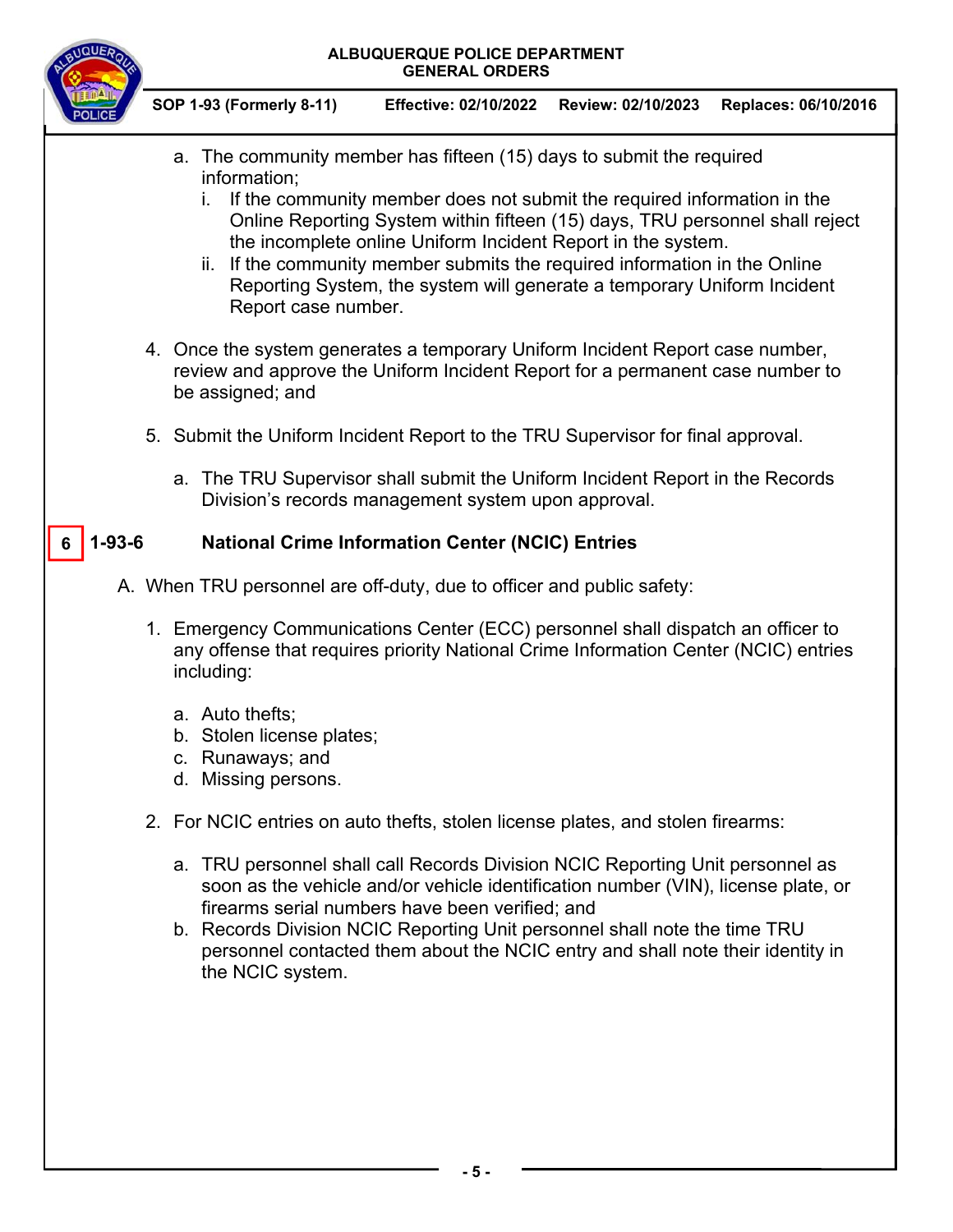a. The community member has fifteen (15) days to submit the required information;
   i. If the community member does not submit the required information in the Online Reporting System within fifteen (15) days, TRU personnel shall reject the incomplete online Uniform Incident Report in the system.
   ii. If the community member submits the required information in the Online Reporting System, the system will generate a temporary Uniform Incident Report case number.

4. Once the system generates a temporary Uniform Incident Report case number, review and approve the Uniform Incident Report for a permanent case number to be assigned; and

5. Submit the Uniform Incident Report to the TRU Supervisor for final approval.

   a. The TRU Supervisor shall submit the Uniform Incident Report in the Records Division's records management system upon approval.

## 6 1-93-6 National Crime Information Center (NCIC) Entries

A. When TRU personnel are off-duty, due to officer and public safety:

   1. Emergency Communications Center (ECC) personnel shall dispatch an officer to any offense that requires priority National Crime Information Center (NCIC) entries including:

      a. Auto thefts;
      b. Stolen license plates;
      c. Runaways; and
      d. Missing persons.

   2. For NCIC entries on auto thefts, stolen license plates, and stolen firearms:

      a. TRU personnel shall call Records Division NCIC Reporting Unit personnel as soon as the vehicle and/or vehicle identification number (VIN), license plate, or firearms serial numbers have been verified; and
      b. Records Division NCIC Reporting Unit personnel shall note the time TRU personnel contacted them about the NCIC entry and shall note their identity in the NCIC system.